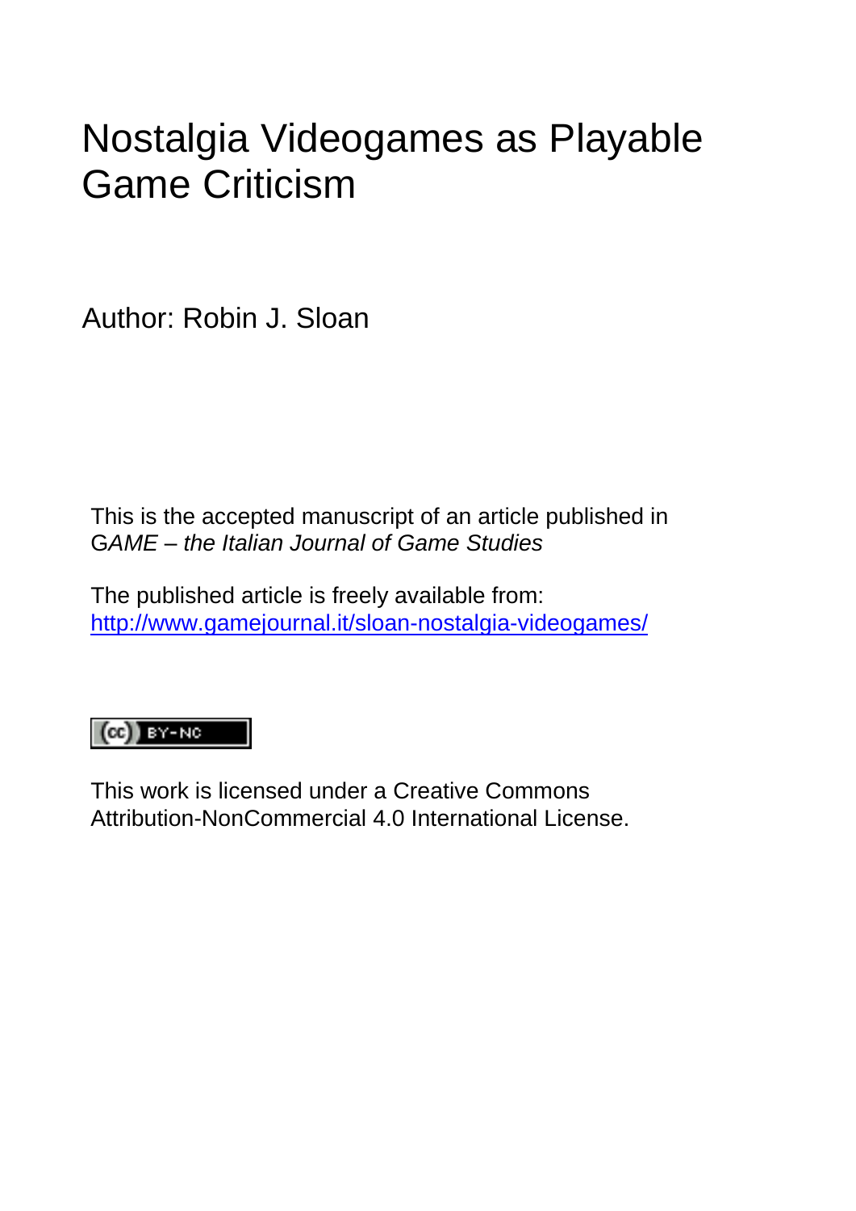# Nostalgia Videogames as Playable Game Criticism

Author: Robin J. Sloan

This is the accepted manuscript of an article published in *GAME – the Italian Journal of Game Studies*

The published article is freely available from:
[http://www.gamejournal.it/sloan-nostalgia-videogames/](http://www.gamejournal.it/sloan-nostalgia-videogames/)

(cc) BY-NC

This work is licensed under a Creative Commons Attribution-NonCommercial 4.0 International License.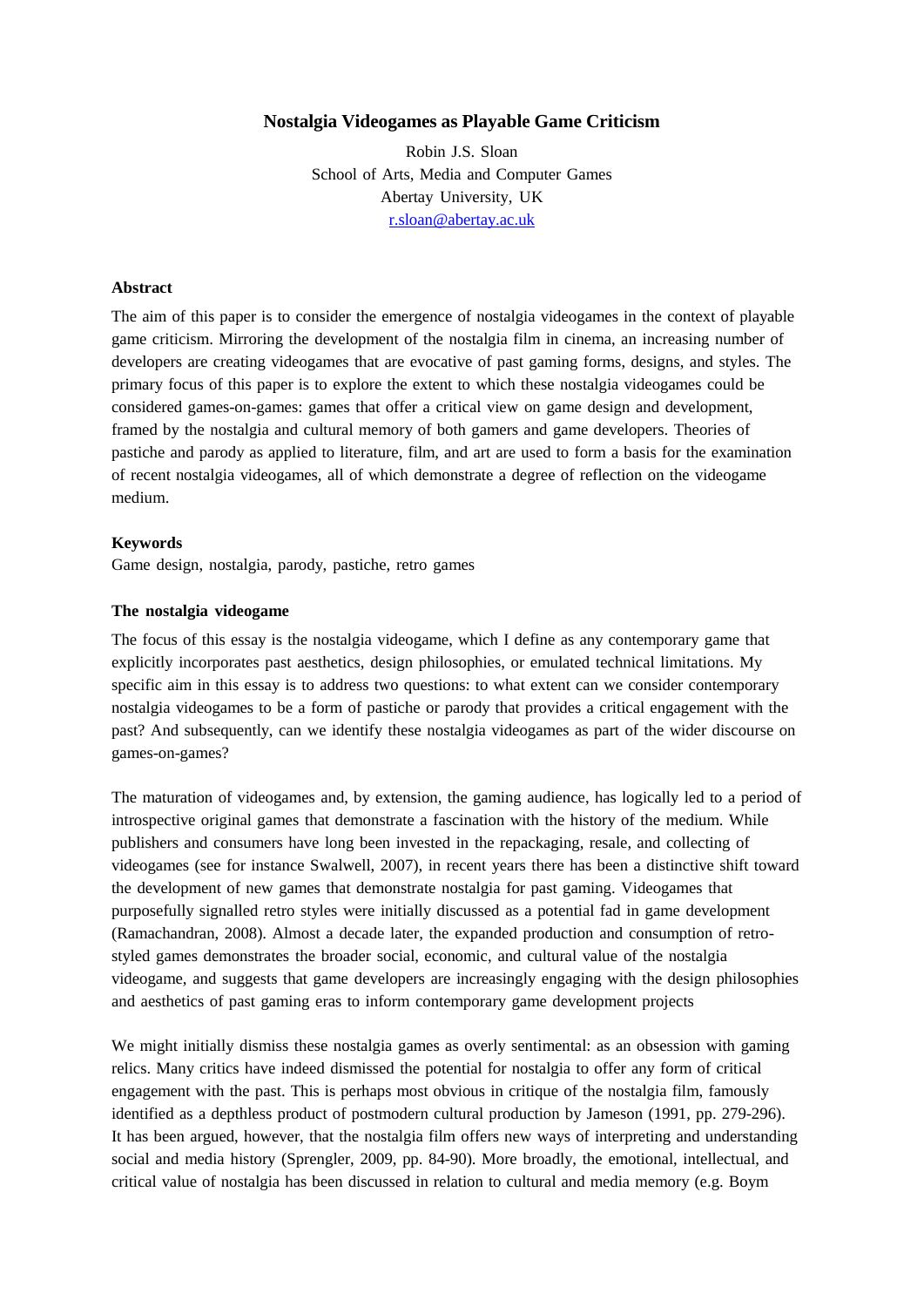# Nostalgia Videogames as Playable Game Criticism

Robin J.S. Sloan
School of Arts, Media and Computer Games
Abertay University, UK
r.sloan@abertay.ac.uk

## Abstract

The aim of this paper is to consider the emergence of nostalgia videogames in the context of playable game criticism. Mirroring the development of the nostalgia film in cinema, an increasing number of developers are creating videogames that are evocative of past gaming forms, designs, and styles. The primary focus of this paper is to explore the extent to which these nostalgia videogames could be considered games-on-games: games that offer a critical view on game design and development, framed by the nostalgia and cultural memory of both gamers and game developers. Theories of pastiche and parody as applied to literature, film, and art are used to form a basis for the examination of recent nostalgia videogames, all of which demonstrate a degree of reflection on the videogame medium.

## Keywords

Game design, nostalgia, parody, pastiche, retro games

## The nostalgia videogame

The focus of this essay is the nostalgia videogame, which I define as any contemporary game that explicitly incorporates past aesthetics, design philosophies, or emulated technical limitations. My specific aim in this essay is to address two questions: to what extent can we consider contemporary nostalgia videogames to be a form of pastiche or parody that provides a critical engagement with the past? And subsequently, can we identify these nostalgia videogames as part of the wider discourse on games-on-games?

The maturation of videogames and, by extension, the gaming audience, has logically led to a period of introspective original games that demonstrate a fascination with the history of the medium. While publishers and consumers have long been invested in the repackaging, resale, and collecting of videogames (see for instance Swalwell, 2007), in recent years there has been a distinctive shift toward the development of new games that demonstrate nostalgia for past gaming. Videogames that purposefully signalled retro styles were initially discussed as a potential fad in game development (Ramachandran, 2008). Almost a decade later, the expanded production and consumption of retro-styled games demonstrates the broader social, economic, and cultural value of the nostalgia videogame, and suggests that game developers are increasingly engaging with the design philosophies and aesthetics of past gaming eras to inform contemporary game development projects

We might initially dismiss these nostalgia games as overly sentimental: as an obsession with gaming relics. Many critics have indeed dismissed the potential for nostalgia to offer any form of critical engagement with the past. This is perhaps most obvious in critique of the nostalgia film, famously identified as a depthless product of postmodern cultural production by Jameson (1991, pp. 279-296). It has been argued, however, that the nostalgia film offers new ways of interpreting and understanding social and media history (Sprengler, 2009, pp. 84-90). More broadly, the emotional, intellectual, and critical value of nostalgia has been discussed in relation to cultural and media memory (e.g. Boym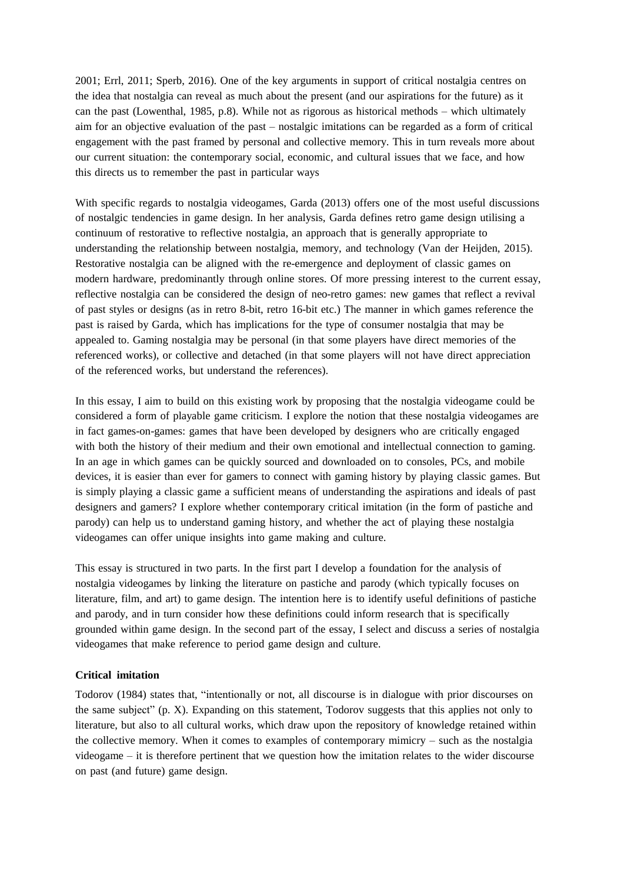2001; Errl, 2011; Sperb, 2016). One of the key arguments in support of critical nostalgia centres on the idea that nostalgia can reveal as much about the present (and our aspirations for the future) as it can the past (Lowenthal, 1985, p.8). While not as rigorous as historical methods – which ultimately aim for an objective evaluation of the past – nostalgic imitations can be regarded as a form of critical engagement with the past framed by personal and collective memory. This in turn reveals more about our current situation: the contemporary social, economic, and cultural issues that we face, and how this directs us to remember the past in particular ways

With specific regards to nostalgia videogames, Garda (2013) offers one of the most useful discussions of nostalgic tendencies in game design. In her analysis, Garda defines retro game design utilising a continuum of restorative to reflective nostalgia, an approach that is generally appropriate to understanding the relationship between nostalgia, memory, and technology (Van der Heijden, 2015). Restorative nostalgia can be aligned with the re-emergence and deployment of classic games on modern hardware, predominantly through online stores. Of more pressing interest to the current essay, reflective nostalgia can be considered the design of neo-retro games: new games that reflect a revival of past styles or designs (as in retro 8-bit, retro 16-bit etc.) The manner in which games reference the past is raised by Garda, which has implications for the type of consumer nostalgia that may be appealed to. Gaming nostalgia may be personal (in that some players have direct memories of the referenced works), or collective and detached (in that some players will not have direct appreciation of the referenced works, but understand the references).

In this essay, I aim to build on this existing work by proposing that the nostalgia videogame could be considered a form of playable game criticism. I explore the notion that these nostalgia videogames are in fact games-on-games: games that have been developed by designers who are critically engaged with both the history of their medium and their own emotional and intellectual connection to gaming. In an age in which games can be quickly sourced and downloaded on to consoles, PCs, and mobile devices, it is easier than ever for gamers to connect with gaming history by playing classic games. But is simply playing a classic game a sufficient means of understanding the aspirations and ideals of past designers and gamers? I explore whether contemporary critical imitation (in the form of pastiche and parody) can help us to understand gaming history, and whether the act of playing these nostalgia videogames can offer unique insights into game making and culture.

This essay is structured in two parts. In the first part I develop a foundation for the analysis of nostalgia videogames by linking the literature on pastiche and parody (which typically focuses on literature, film, and art) to game design. The intention here is to identify useful definitions of pastiche and parody, and in turn consider how these definitions could inform research that is specifically grounded within game design. In the second part of the essay, I select and discuss a series of nostalgia videogames that make reference to period game design and culture.

**Critical imitation**

Todorov (1984) states that, "intentionally or not, all discourse is in dialogue with prior discourses on the same subject" (p. X). Expanding on this statement, Todorov suggests that this applies not only to literature, but also to all cultural works, which draw upon the repository of knowledge retained within the collective memory. When it comes to examples of contemporary mimicry – such as the nostalgia videogame – it is therefore pertinent that we question how the imitation relates to the wider discourse on past (and future) game design.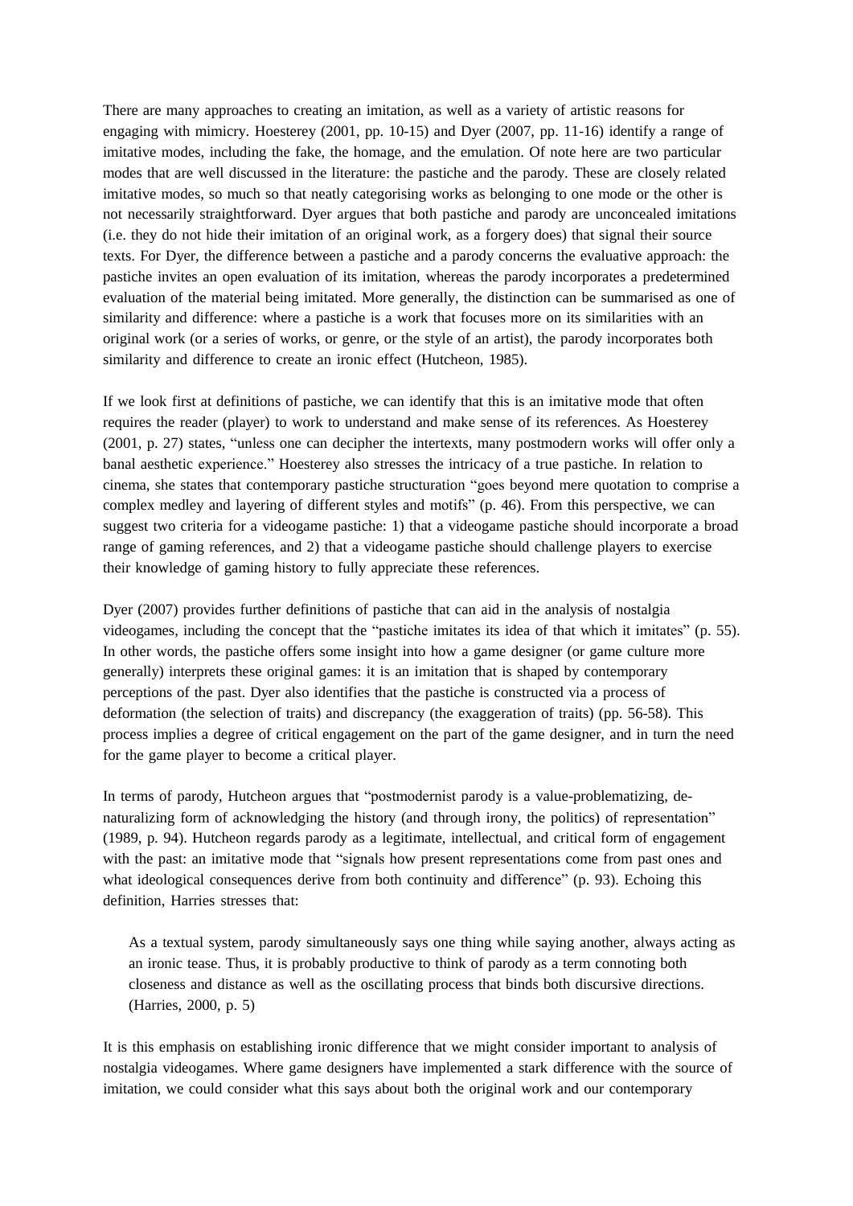There are many approaches to creating an imitation, as well as a variety of artistic reasons for engaging with mimicry. Hoesterey (2001, pp. 10-15) and Dyer (2007, pp. 11-16) identify a range of imitative modes, including the fake, the homage, and the emulation. Of note here are two particular modes that are well discussed in the literature: the pastiche and the parody. These are closely related imitative modes, so much so that neatly categorising works as belonging to one mode or the other is not necessarily straightforward. Dyer argues that both pastiche and parody are unconcealed imitations (i.e. they do not hide their imitation of an original work, as a forgery does) that signal their source texts. For Dyer, the difference between a pastiche and a parody concerns the evaluative approach: the pastiche invites an open evaluation of its imitation, whereas the parody incorporates a predetermined evaluation of the material being imitated. More generally, the distinction can be summarised as one of similarity and difference: where a pastiche is a work that focuses more on its similarities with an original work (or a series of works, or genre, or the style of an artist), the parody incorporates both similarity and difference to create an ironic effect (Hutcheon, 1985).

If we look first at definitions of pastiche, we can identify that this is an imitative mode that often requires the reader (player) to work to understand and make sense of its references. As Hoesterey (2001, p. 27) states, "unless one can decipher the intertexts, many postmodern works will offer only a banal aesthetic experience." Hoesterey also stresses the intricacy of a true pastiche. In relation to cinema, she states that contemporary pastiche structuration "goes beyond mere quotation to comprise a complex medley and layering of different styles and motifs" (p. 46). From this perspective, we can suggest two criteria for a videogame pastiche: 1) that a videogame pastiche should incorporate a broad range of gaming references, and 2) that a videogame pastiche should challenge players to exercise their knowledge of gaming history to fully appreciate these references.

Dyer (2007) provides further definitions of pastiche that can aid in the analysis of nostalgia videogames, including the concept that the "pastiche imitates its idea of that which it imitates" (p. 55). In other words, the pastiche offers some insight into how a game designer (or game culture more generally) interprets these original games: it is an imitation that is shaped by contemporary perceptions of the past. Dyer also identifies that the pastiche is constructed via a process of deformation (the selection of traits) and discrepancy (the exaggeration of traits) (pp. 56-58). This process implies a degree of critical engagement on the part of the game designer, and in turn the need for the game player to become a critical player.

In terms of parody, Hutcheon argues that "postmodernist parody is a value-problematizing, de-naturalizing form of acknowledging the history (and through irony, the politics) of representation" (1989, p. 94). Hutcheon regards parody as a legitimate, intellectual, and critical form of engagement with the past: an imitative mode that "signals how present representations come from past ones and what ideological consequences derive from both continuity and difference" (p. 93). Echoing this definition, Harries stresses that:

> As a textual system, parody simultaneously says one thing while saying another, always acting as an ironic tease. Thus, it is probably productive to think of parody as a term connoting both closeness and distance as well as the oscillating process that binds both discursive directions. (Harries, 2000, p. 5)

It is this emphasis on establishing ironic difference that we might consider important to analysis of nostalgia videogames. Where game designers have implemented a stark difference with the source of imitation, we could consider what this says about both the original work and our contemporary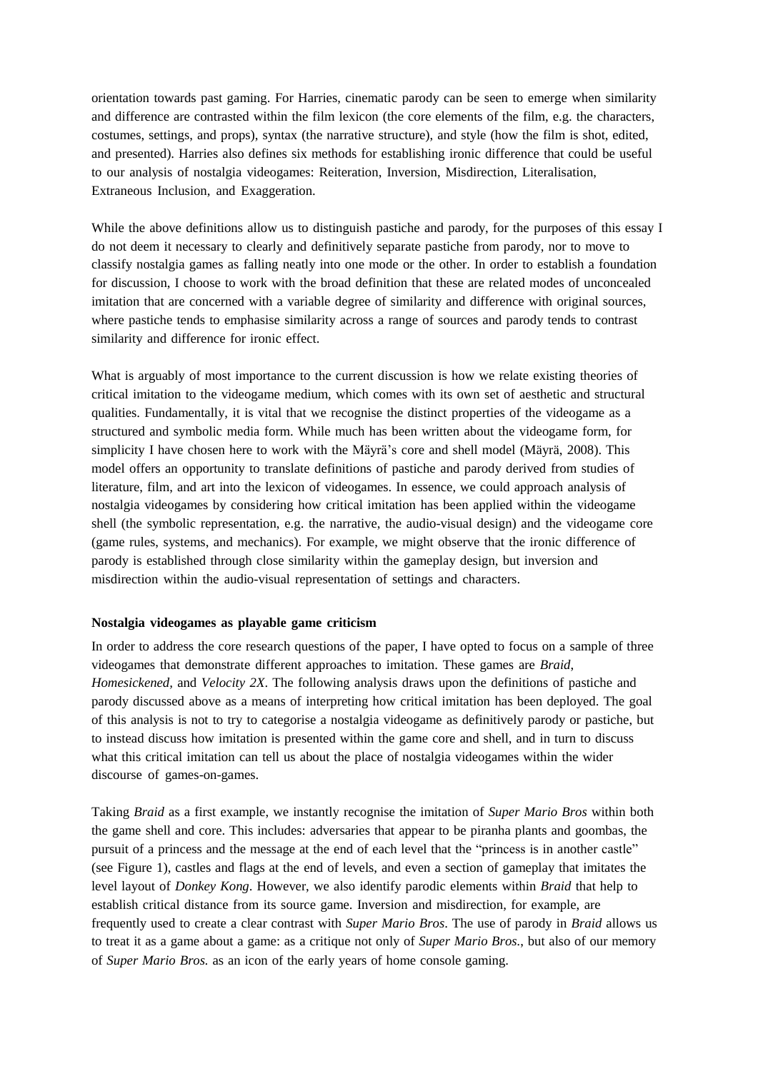orientation towards past gaming. For Harries, cinematic parody can be seen to emerge when similarity and difference are contrasted within the film lexicon (the core elements of the film, e.g. the characters, costumes, settings, and props), syntax (the narrative structure), and style (how the film is shot, edited, and presented). Harries also defines six methods for establishing ironic difference that could be useful to our analysis of nostalgia videogames: Reiteration, Inversion, Misdirection, Literalisation, Extraneous Inclusion, and Exaggeration.

While the above definitions allow us to distinguish pastiche and parody, for the purposes of this essay I do not deem it necessary to clearly and definitively separate pastiche from parody, nor to move to classify nostalgia games as falling neatly into one mode or the other. In order to establish a foundation for discussion, I choose to work with the broad definition that these are related modes of unconcealed imitation that are concerned with a variable degree of similarity and difference with original sources, where pastiche tends to emphasise similarity across a range of sources and parody tends to contrast similarity and difference for ironic effect.

What is arguably of most importance to the current discussion is how we relate existing theories of critical imitation to the videogame medium, which comes with its own set of aesthetic and structural qualities. Fundamentally, it is vital that we recognise the distinct properties of the videogame as a structured and symbolic media form. While much has been written about the videogame form, for simplicity I have chosen here to work with the Mäyrä's core and shell model (Mäyrä, 2008). This model offers an opportunity to translate definitions of pastiche and parody derived from studies of literature, film, and art into the lexicon of videogames. In essence, we could approach analysis of nostalgia videogames by considering how critical imitation has been applied within the videogame shell (the symbolic representation, e.g. the narrative, the audio-visual design) and the videogame core (game rules, systems, and mechanics). For example, we might observe that the ironic difference of parody is established through close similarity within the gameplay design, but inversion and misdirection within the audio-visual representation of settings and characters.

**Nostalgia videogames as playable game criticism**

In order to address the core research questions of the paper, I have opted to focus on a sample of three videogames that demonstrate different approaches to imitation. These games are *Braid*, *Homesickened,* and *Velocity 2X*. The following analysis draws upon the definitions of pastiche and parody discussed above as a means of interpreting how critical imitation has been deployed. The goal of this analysis is not to try to categorise a nostalgia videogame as definitively parody or pastiche, but to instead discuss how imitation is presented within the game core and shell, and in turn to discuss what this critical imitation can tell us about the place of nostalgia videogames within the wider discourse of games-on-games.

Taking *Braid* as a first example, we instantly recognise the imitation of *Super Mario Bros* within both the game shell and core. This includes: adversaries that appear to be piranha plants and goombas, the pursuit of a princess and the message at the end of each level that the "princess is in another castle" (see Figure 1), castles and flags at the end of levels, and even a section of gameplay that imitates the level layout of *Donkey Kong*. However, we also identify parodic elements within *Braid* that help to establish critical distance from its source game. Inversion and misdirection, for example, are frequently used to create a clear contrast with *Super Mario Bros*. The use of parody in *Braid* allows us to treat it as a game about a game: as a critique not only of *Super Mario Bros.*, but also of our memory of *Super Mario Bros.* as an icon of the early years of home console gaming.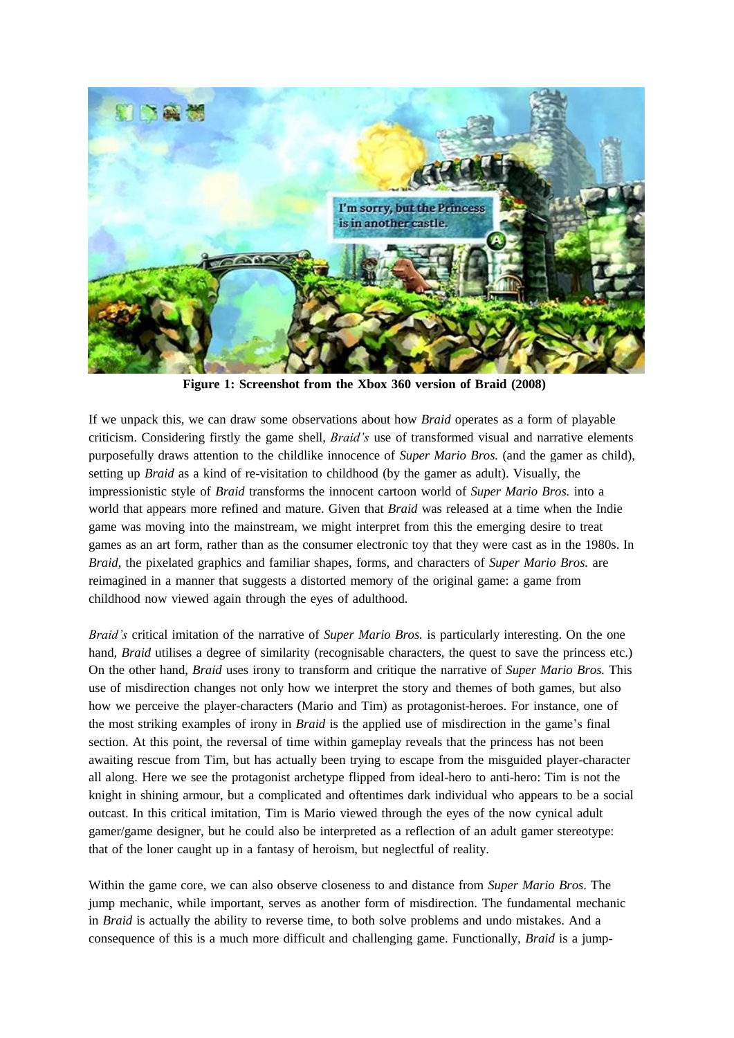**Figure 1: Screenshot from the Xbox 360 version of Braid (2008)**

If we unpack this, we can draw some observations about how *Braid* operates as a form of playable criticism. Considering firstly the game shell, *Braid's* use of transformed visual and narrative elements purposefully draws attention to the childlike innocence of *Super Mario Bros.* (and the gamer as child), setting up *Braid* as a kind of re-visitation to childhood (by the gamer as adult). Visually, the impressionistic style of *Braid* transforms the innocent cartoon world of *Super Mario Bros.* into a world that appears more refined and mature. Given that *Braid* was released at a time when the Indie game was moving into the mainstream, we might interpret from this the emerging desire to treat games as an art form, rather than as the consumer electronic toy that they were cast as in the 1980s. In *Braid*, the pixelated graphics and familiar shapes, forms, and characters of *Super Mario Bros.* are reimagined in a manner that suggests a distorted memory of the original game: a game from childhood now viewed again through the eyes of adulthood.

*Braid's* critical imitation of the narrative of *Super Mario Bros.* is particularly interesting. On the one hand, *Braid* utilises a degree of similarity (recognisable characters, the quest to save the princess etc.) On the other hand, *Braid* uses irony to transform and critique the narrative of *Super Mario Bros.* This use of misdirection changes not only how we interpret the story and themes of both games, but also how we perceive the player-characters (Mario and Tim) as protagonist-heroes. For instance, one of the most striking examples of irony in *Braid* is the applied use of misdirection in the game's final section. At this point, the reversal of time within gameplay reveals that the princess has not been awaiting rescue from Tim, but has actually been trying to escape from the misguided player-character all along. Here we see the protagonist archetype flipped from ideal-hero to anti-hero: Tim is not the knight in shining armour, but a complicated and oftentimes dark individual who appears to be a social outcast. In this critical imitation, Tim is Mario viewed through the eyes of the now cynical adult gamer/game designer, but he could also be interpreted as a reflection of an adult gamer stereotype: that of the loner caught up in a fantasy of heroism, but neglectful of reality.

Within the game core, we can also observe closeness to and distance from *Super Mario Bros*. The jump mechanic, while important, serves as another form of misdirection. The fundamental mechanic in *Braid* is actually the ability to reverse time, to both solve problems and undo mistakes. And a consequence of this is a much more difficult and challenging game. Functionally, *Braid* is a jump-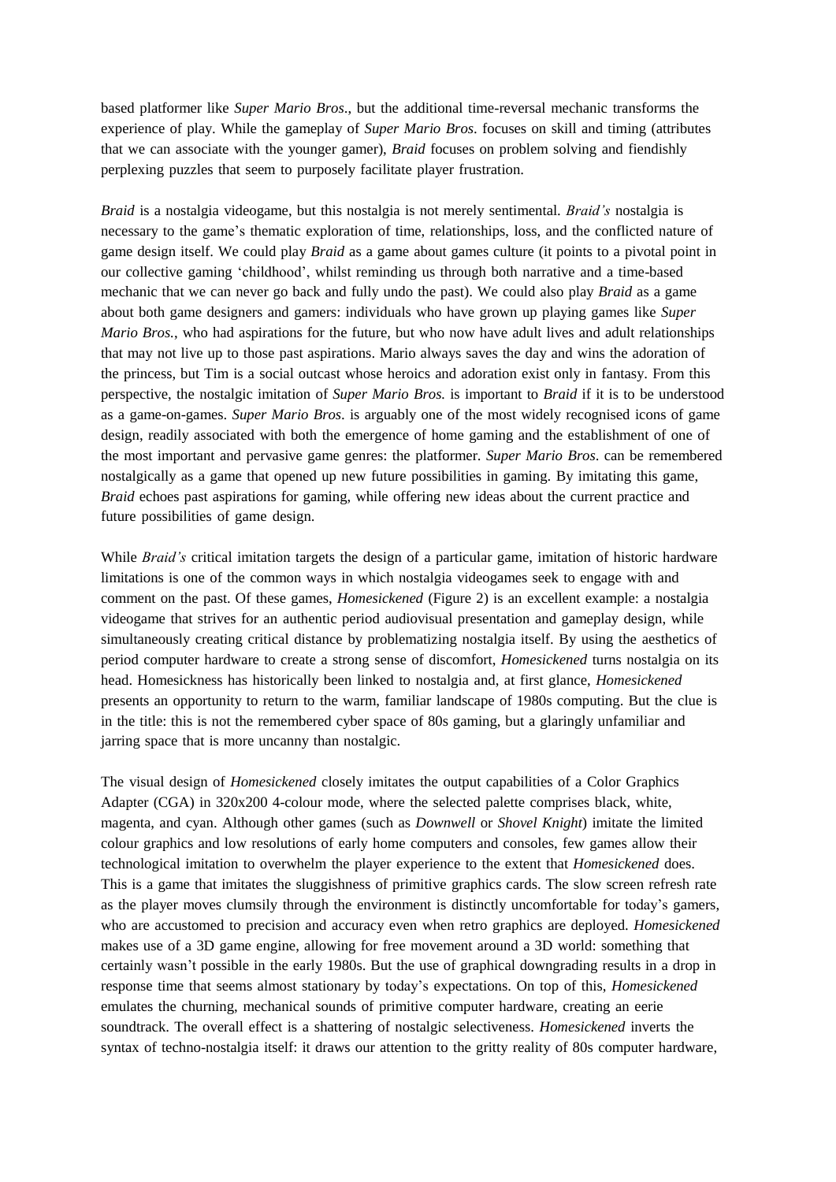based platformer like *Super Mario Bros*., but the additional time-reversal mechanic transforms the experience of play. While the gameplay of *Super Mario Bros*. focuses on skill and timing (attributes that we can associate with the younger gamer), *Braid* focuses on problem solving and fiendishly perplexing puzzles that seem to purposely facilitate player frustration.

*Braid* is a nostalgia videogame, but this nostalgia is not merely sentimental. *Braid's* nostalgia is necessary to the game's thematic exploration of time, relationships, loss, and the conflicted nature of game design itself. We could play *Braid* as a game about games culture (it points to a pivotal point in our collective gaming 'childhood', whilst reminding us through both narrative and a time-based mechanic that we can never go back and fully undo the past). We could also play *Braid* as a game about both game designers and gamers: individuals who have grown up playing games like *Super Mario Bros.*, who had aspirations for the future, but who now have adult lives and adult relationships that may not live up to those past aspirations. Mario always saves the day and wins the adoration of the princess, but Tim is a social outcast whose heroics and adoration exist only in fantasy. From this perspective, the nostalgic imitation of *Super Mario Bros.* is important to *Braid* if it is to be understood as a game-on-games. *Super Mario Bros*. is arguably one of the most widely recognised icons of game design, readily associated with both the emergence of home gaming and the establishment of one of the most important and pervasive game genres: the platformer. *Super Mario Bros*. can be remembered nostalgically as a game that opened up new future possibilities in gaming. By imitating this game, *Braid* echoes past aspirations for gaming, while offering new ideas about the current practice and future possibilities of game design.

While *Braid's* critical imitation targets the design of a particular game, imitation of historic hardware limitations is one of the common ways in which nostalgia videogames seek to engage with and comment on the past. Of these games, *Homesickened* (Figure 2) is an excellent example: a nostalgia videogame that strives for an authentic period audiovisual presentation and gameplay design, while simultaneously creating critical distance by problematizing nostalgia itself. By using the aesthetics of period computer hardware to create a strong sense of discomfort, *Homesickened* turns nostalgia on its head. Homesickness has historically been linked to nostalgia and, at first glance, *Homesickened* presents an opportunity to return to the warm, familiar landscape of 1980s computing. But the clue is in the title: this is not the remembered cyber space of 80s gaming, but a glaringly unfamiliar and jarring space that is more uncanny than nostalgic.

The visual design of *Homesickened* closely imitates the output capabilities of a Color Graphics Adapter (CGA) in 320x200 4-colour mode, where the selected palette comprises black, white, magenta, and cyan. Although other games (such as *Downwell* or *Shovel Knight*) imitate the limited colour graphics and low resolutions of early home computers and consoles, few games allow their technological imitation to overwhelm the player experience to the extent that *Homesickened* does. This is a game that imitates the sluggishness of primitive graphics cards. The slow screen refresh rate as the player moves clumsily through the environment is distinctly uncomfortable for today's gamers, who are accustomed to precision and accuracy even when retro graphics are deployed. *Homesickened* makes use of a 3D game engine, allowing for free movement around a 3D world: something that certainly wasn't possible in the early 1980s. But the use of graphical downgrading results in a drop in response time that seems almost stationary by today's expectations. On top of this, *Homesickened* emulates the churning, mechanical sounds of primitive computer hardware, creating an eerie soundtrack. The overall effect is a shattering of nostalgic selectiveness. *Homesickened* inverts the syntax of techno-nostalgia itself: it draws our attention to the gritty reality of 80s computer hardware,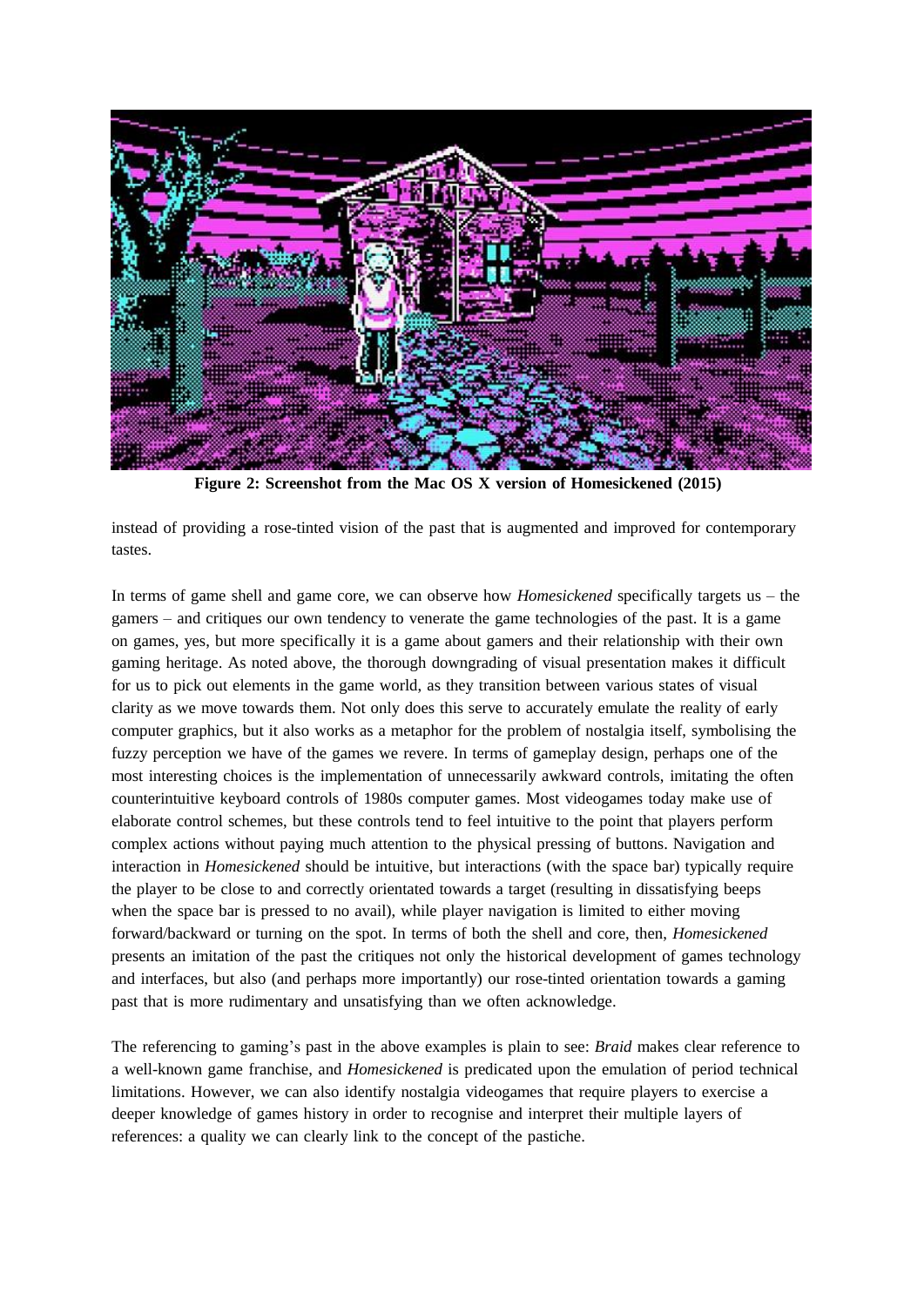**Figure 2: Screenshot from the Mac OS X version of Homesickened (2015)**

instead of providing a rose-tinted vision of the past that is augmented and improved for contemporary tastes.

In terms of game shell and game core, we can observe how *Homesickened* specifically targets us – the gamers – and critiques our own tendency to venerate the game technologies of the past. It is a game on games, yes, but more specifically it is a game about gamers and their relationship with their own gaming heritage. As noted above, the thorough downgrading of visual presentation makes it difficult for us to pick out elements in the game world, as they transition between various states of visual clarity as we move towards them. Not only does this serve to accurately emulate the reality of early computer graphics, but it also works as a metaphor for the problem of nostalgia itself, symbolising the fuzzy perception we have of the games we revere. In terms of gameplay design, perhaps one of the most interesting choices is the implementation of unnecessarily awkward controls, imitating the often counterintuitive keyboard controls of 1980s computer games. Most videogames today make use of elaborate control schemes, but these controls tend to feel intuitive to the point that players perform complex actions without paying much attention to the physical pressing of buttons. Navigation and interaction in *Homesickened* should be intuitive, but interactions (with the space bar) typically require the player to be close to and correctly orientated towards a target (resulting in dissatisfying beeps when the space bar is pressed to no avail), while player navigation is limited to either moving forward/backward or turning on the spot. In terms of both the shell and core, then, *Homesickened* presents an imitation of the past the critiques not only the historical development of games technology and interfaces, but also (and perhaps more importantly) our rose-tinted orientation towards a gaming past that is more rudimentary and unsatisfying than we often acknowledge.

The referencing to gaming's past in the above examples is plain to see: *Braid* makes clear reference to a well-known game franchise, and *Homesickened* is predicated upon the emulation of period technical limitations. However, we can also identify nostalgia videogames that require players to exercise a deeper knowledge of games history in order to recognise and interpret their multiple layers of references: a quality we can clearly link to the concept of the pastiche.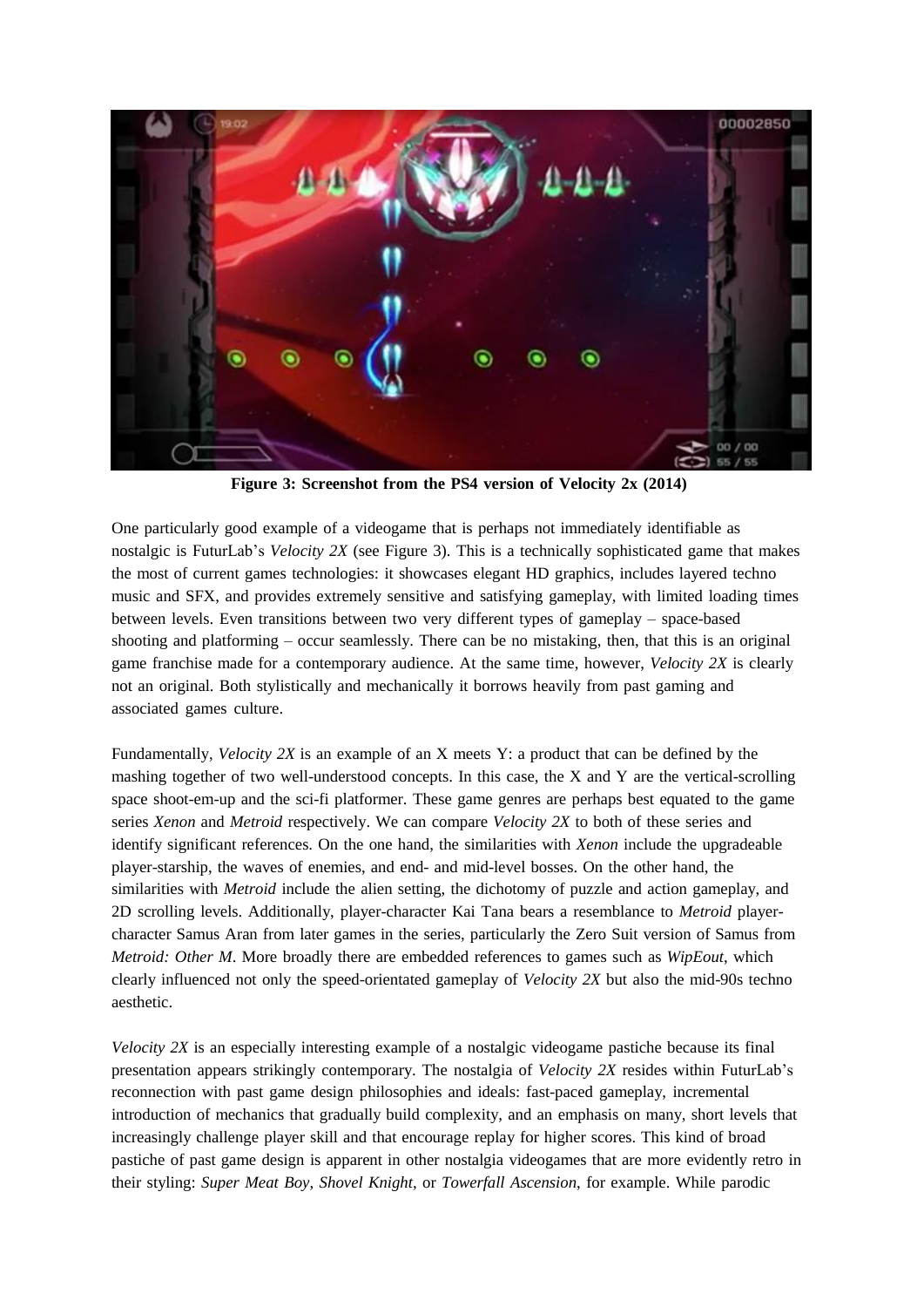**Figure 3: Screenshot from the PS4 version of Velocity 2x (2014)**

One particularly good example of a videogame that is perhaps not immediately identifiable as nostalgic is FuturLab's *Velocity 2X* (see Figure 3). This is a technically sophisticated game that makes the most of current games technologies: it showcases elegant HD graphics, includes layered techno music and SFX, and provides extremely sensitive and satisfying gameplay, with limited loading times between levels. Even transitions between two very different types of gameplay – space-based shooting and platforming – occur seamlessly. There can be no mistaking, then, that this is an original game franchise made for a contemporary audience. At the same time, however, *Velocity 2X* is clearly not an original. Both stylistically and mechanically it borrows heavily from past gaming and associated games culture.

Fundamentally, *Velocity 2X* is an example of an X meets Y: a product that can be defined by the mashing together of two well-understood concepts. In this case, the X and Y are the vertical-scrolling space shoot-em-up and the sci-fi platformer. These game genres are perhaps best equated to the game series *Xenon* and *Metroid* respectively. We can compare *Velocity 2X* to both of these series and identify significant references. On the one hand, the similarities with *Xenon* include the upgradeable player-starship, the waves of enemies, and end- and mid-level bosses. On the other hand, the similarities with *Metroid* include the alien setting, the dichotomy of puzzle and action gameplay, and 2D scrolling levels. Additionally, player-character Kai Tana bears a resemblance to *Metroid* player-character Samus Aran from later games in the series, particularly the Zero Suit version of Samus from *Metroid: Other M*. More broadly there are embedded references to games such as *WipEout*, which clearly influenced not only the speed-orientated gameplay of *Velocity 2X* but also the mid-90s techno aesthetic.

*Velocity 2X* is an especially interesting example of a nostalgic videogame pastiche because its final presentation appears strikingly contemporary. The nostalgia of *Velocity 2X* resides within FuturLab's reconnection with past game design philosophies and ideals: fast-paced gameplay, incremental introduction of mechanics that gradually build complexity, and an emphasis on many, short levels that increasingly challenge player skill and that encourage replay for higher scores. This kind of broad pastiche of past game design is apparent in other nostalgia videogames that are more evidently retro in their styling: *Super Meat Boy*, *Shovel Knight*, or *Towerfall Ascension*, for example. While parodic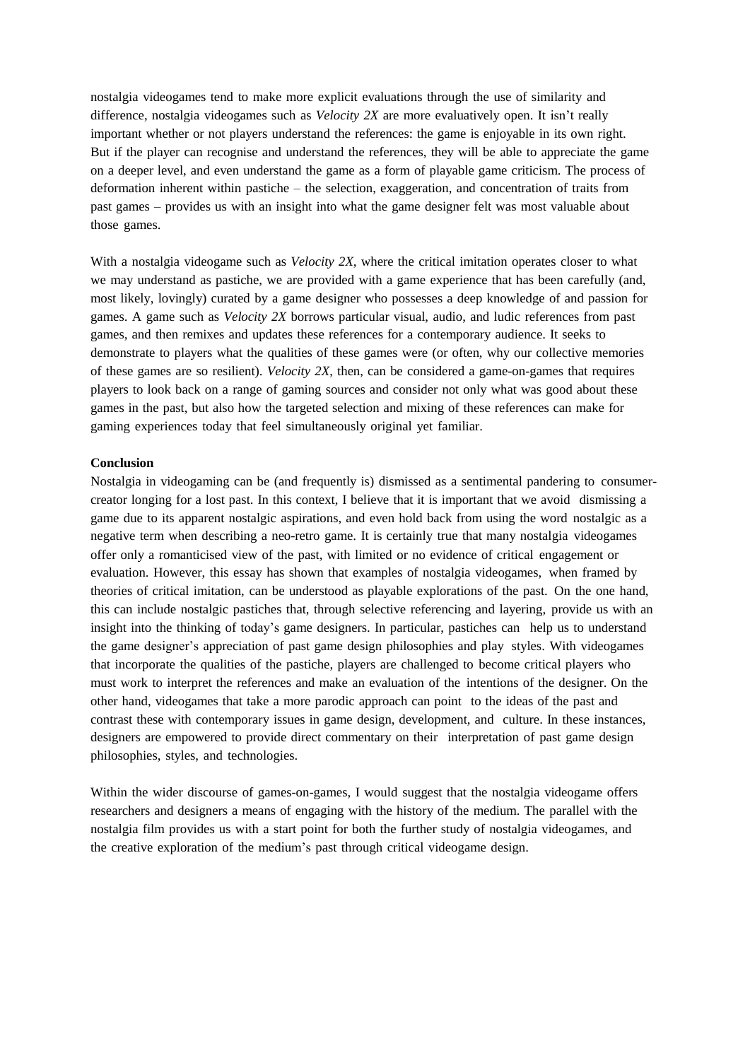nostalgia videogames tend to make more explicit evaluations through the use of similarity and difference, nostalgia videogames such as *Velocity 2X* are more evaluatively open. It isn't really important whether or not players understand the references: the game is enjoyable in its own right. But if the player can recognise and understand the references, they will be able to appreciate the game on a deeper level, and even understand the game as a form of playable game criticism. The process of deformation inherent within pastiche – the selection, exaggeration, and concentration of traits from past games – provides us with an insight into what the game designer felt was most valuable about those games.

With a nostalgia videogame such as *Velocity 2X*, where the critical imitation operates closer to what we may understand as pastiche, we are provided with a game experience that has been carefully (and, most likely, lovingly) curated by a game designer who possesses a deep knowledge of and passion for games. A game such as *Velocity 2X* borrows particular visual, audio, and ludic references from past games, and then remixes and updates these references for a contemporary audience. It seeks to demonstrate to players what the qualities of these games were (or often, why our collective memories of these games are so resilient). *Velocity 2X*, then, can be considered a game-on-games that requires players to look back on a range of gaming sources and consider not only what was good about these games in the past, but also how the targeted selection and mixing of these references can make for gaming experiences today that feel simultaneously original yet familiar.

**Conclusion**

Nostalgia in videogaming can be (and frequently is) dismissed as a sentimental pandering to consumer-creator longing for a lost past. In this context, I believe that it is important that we avoid dismissing a game due to its apparent nostalgic aspirations, and even hold back from using the word nostalgic as a negative term when describing a neo-retro game. It is certainly true that many nostalgia videogames offer only a romanticised view of the past, with limited or no evidence of critical engagement or evaluation. However, this essay has shown that examples of nostalgia videogames, when framed by theories of critical imitation, can be understood as playable explorations of the past. On the one hand, this can include nostalgic pastiches that, through selective referencing and layering, provide us with an insight into the thinking of today's game designers. In particular, pastiches can help us to understand the game designer's appreciation of past game design philosophies and play styles. With videogames that incorporate the qualities of the pastiche, players are challenged to become critical players who must work to interpret the references and make an evaluation of the intentions of the designer. On the other hand, videogames that take a more parodic approach can point to the ideas of the past and contrast these with contemporary issues in game design, development, and culture. In these instances, designers are empowered to provide direct commentary on their interpretation of past game design philosophies, styles, and technologies.

Within the wider discourse of games-on-games, I would suggest that the nostalgia videogame offers researchers and designers a means of engaging with the history of the medium. The parallel with the nostalgia film provides us with a start point for both the further study of nostalgia videogames, and the creative exploration of the medium's past through critical videogame design.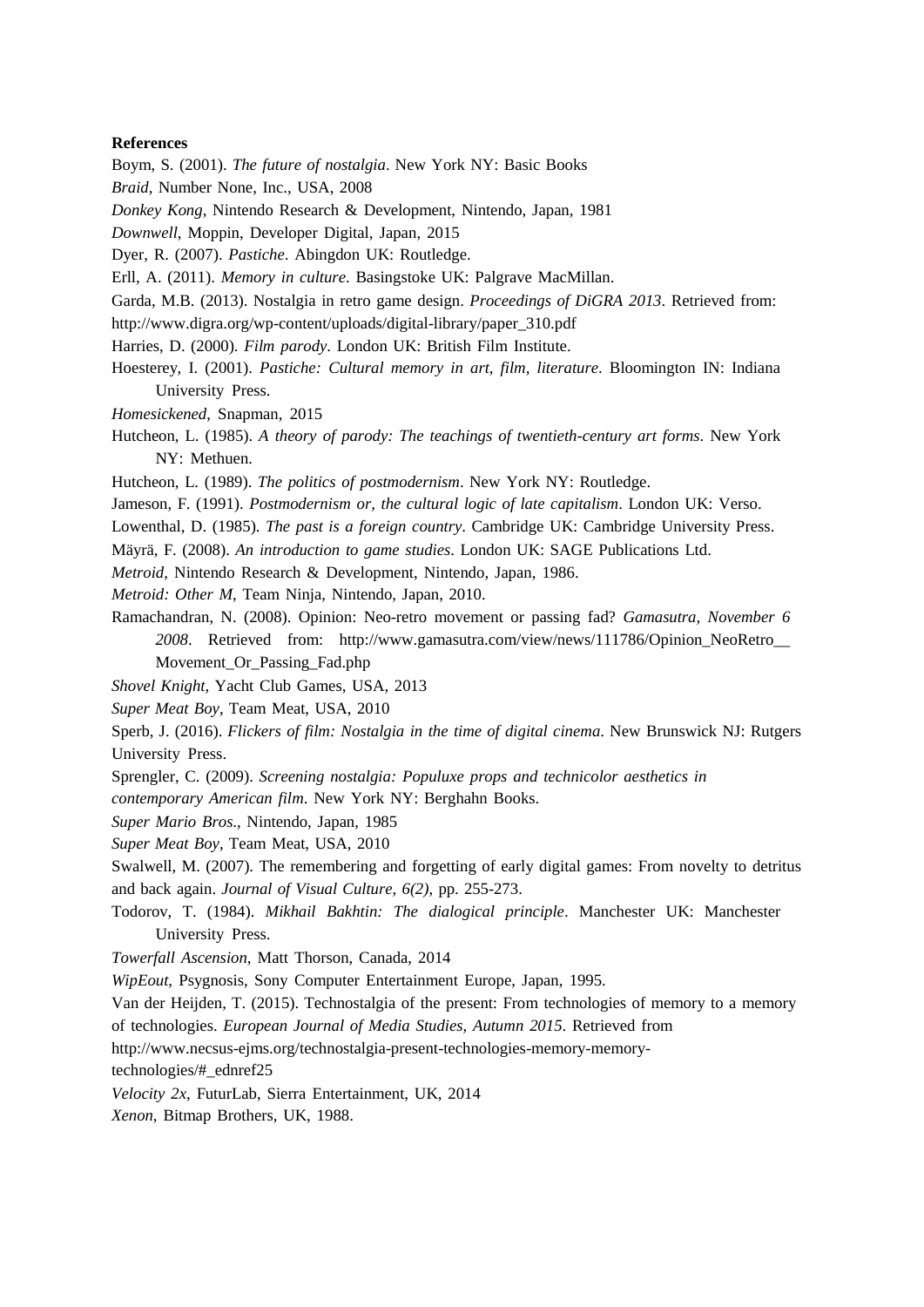**References**

Boym, S. (2001). *The future of nostalgia*. New York NY: Basic Books

*Braid*, Number None, Inc., USA, 2008

*Donkey Kong*, Nintendo Research & Development, Nintendo, Japan, 1981

*Downwell*, Moppin, Developer Digital, Japan, 2015

Dyer, R. (2007). *Pastiche*. Abingdon UK: Routledge.

Erll, A. (2011). *Memory in culture*. Basingstoke UK: Palgrave MacMillan.

Garda, M.B. (2013). Nostalgia in retro game design. *Proceedings of DiGRA 2013*. Retrieved from: http://www.digra.org/wp-content/uploads/digital-library/paper_310.pdf

Harries, D. (2000). *Film parody*. London UK: British Film Institute.

Hoesterey, I. (2001). *Pastiche: Cultural memory in art, film, literature*. Bloomington IN: Indiana University Press.

*Homesickened*, Snapman, 2015

Hutcheon, L. (1985). *A theory of parody: The teachings of twentieth-century art forms*. New York NY: Methuen.

Hutcheon, L. (1989). *The politics of postmodernism*. New York NY: Routledge.

Jameson, F. (1991). *Postmodernism or, the cultural logic of late capitalism*. London UK: Verso.

Lowenthal, D. (1985). *The past is a foreign country*. Cambridge UK: Cambridge University Press.

Mäyrä, F. (2008). *An introduction to game studies*. London UK: SAGE Publications Ltd.

*Metroid*, Nintendo Research & Development, Nintendo, Japan, 1986.

*Metroid: Other M*, Team Ninja, Nintendo, Japan, 2010.

Ramachandran, N. (2008). Opinion: Neo-retro movement or passing fad? *Gamasutra, November 6 2008*. Retrieved from: http://www.gamasutra.com/view/news/111786/Opinion_NeoRetro__Movement_Or_Passing_Fad.php

*Shovel Knight*, Yacht Club Games, USA, 2013

*Super Meat Boy*, Team Meat, USA, 2010

Sperb, J. (2016). *Flickers of film: Nostalgia in the time of digital cinema*. New Brunswick NJ: Rutgers University Press.

Sprengler, C. (2009). *Screening nostalgia: Populuxe props and technicolor aesthetics in contemporary American film*. New York NY: Berghahn Books.

*Super Mario Bros.*, Nintendo, Japan, 1985

*Super Meat Boy*, Team Meat, USA, 2010

Swalwell, M. (2007). The remembering and forgetting of early digital games: From novelty to detritus and back again. *Journal of Visual Culture, 6(2)*, pp. 255-273.

Todorov, T. (1984). *Mikhail Bakhtin: The dialogical principle*. Manchester UK: Manchester University Press.

*Towerfall Ascension*, Matt Thorson, Canada, 2014

*WipEout*, Psygnosis, Sony Computer Entertainment Europe, Japan, 1995.

Van der Heijden, T. (2015). Technostalgia of the present: From technologies of memory to a memory of technologies. *European Journal of Media Studies, Autumn 2015*. Retrieved from http://www.necsus-ejms.org/technostalgia-present-technologies-memory-memory-technologies/#_ednref25

*Velocity 2x*, FuturLab, Sierra Entertainment, UK, 2014

*Xenon*, Bitmap Brothers, UK, 1988.